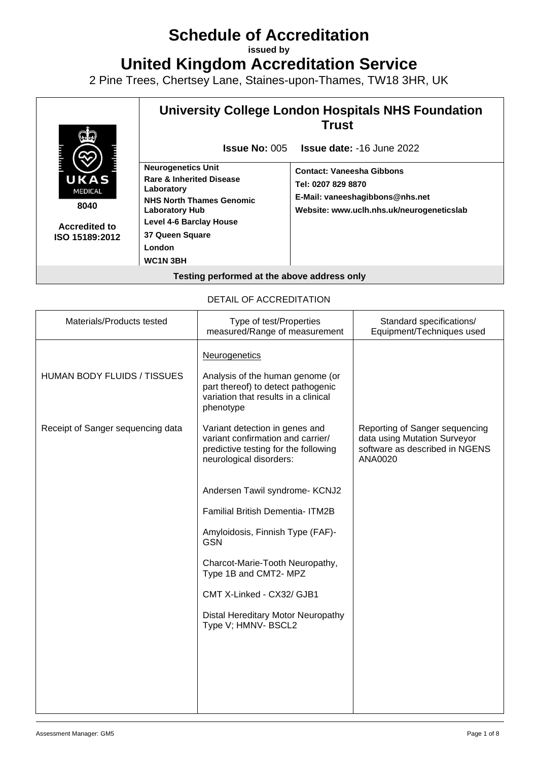# Schedule of Accreditation

**issued by**

# United Kingdom Accreditation Service

2 Pine Trees, Chertsey Lane, Staines-upon-Thames, TW18 3HR, UK

| | **University College London Hospitals NHS Foundation Trust** | |
|---|---|---|
| | **Issue No:** 005 **Issue date:** -16 June 2022 | |
| UKAS MEDICAL **8040** **Accredited to ISO 15189:2012** | **Neurogenetics Unit** **Rare & Inherited Disease Laboratory** **NHS North Thames Genomic Laboratory Hub** **Level 4-6 Barclay House** **37 Queen Square** **London** **WC1N 3BH** | **Contact: Vaneesha Gibbons** **Tel: 0207 829 8870** **E-Mail: vaneeshagibbons@nhs.net** **Website: www.uclh.nhs.uk/neurogeneticslab** |
| **Testing performed at the above address only** | | |

DETAIL OF ACCREDITATION

| Materials/Products tested | Type of test/Properties measured/Range of measurement | Standard specifications/ Equipment/Techniques used |
|---|---|---|
| | Neurogenetics | |
| HUMAN BODY FLUIDS / TISSUES | Analysis of the human genome (or part thereof) to detect pathogenic variation that results in a clinical phenotype | |
| Receipt of Sanger sequencing data | Variant detection in genes and variant confirmation and carrier/ predictive testing for the following neurological disorders: | Reporting of Sanger sequencing data using Mutation Surveyor software as described in NGENS ANA0020 |
| | Andersen Tawil syndrome- KCNJ2 | |
| | Familial British Dementia- ITM2B | |
| | Amyloidosis, Finnish Type (FAF)- GSN | |
| | Charcot-Marie-Tooth Neuropathy, Type 1B and CMT2- MPZ | |
| | CMT X-Linked - CX32/ GJB1 | |
| | Distal Hereditary Motor Neuropathy Type V; HMNV- BSCL2 | |

Assessment Manager: GM5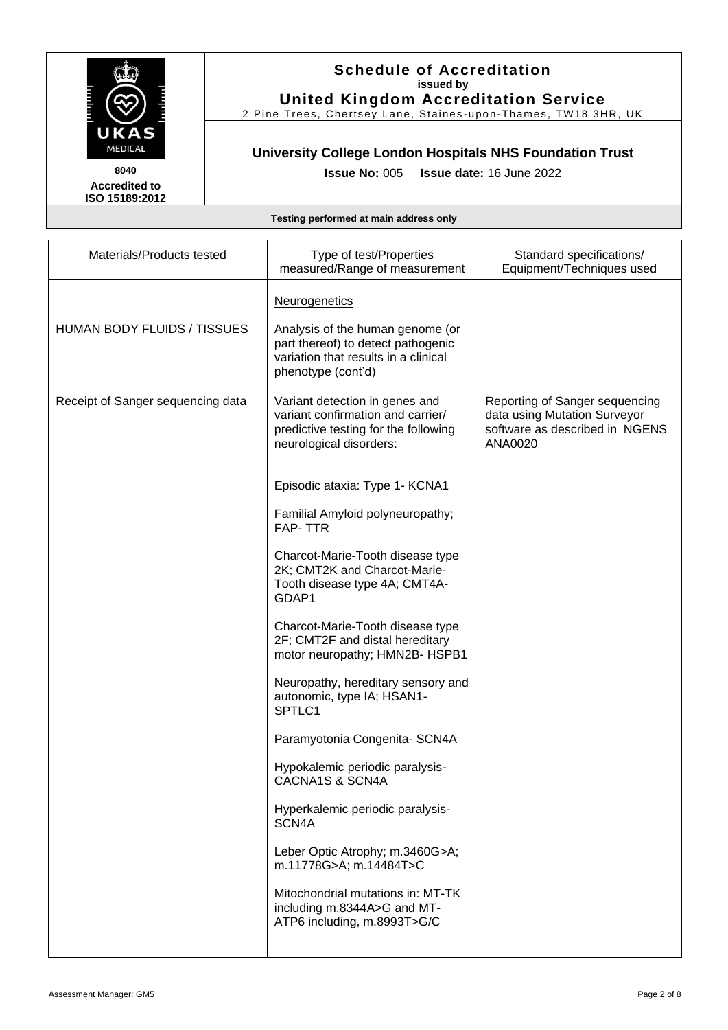## Schedule of Accreditation
**issued by**
**United Kingdom Accreditation Service**
2 Pine Trees, Chertsey Lane, Staines-upon-Thames, TW18 3HR, UK

UKAS MEDICAL

8040
**Accredited to ISO 15189:2012**

### University College London Hospitals NHS Foundation Trust

**Issue No:** 005 **Issue date:** 16 June 2022

**Testing performed at main address only**

| Materials/Products tested | Type of test/Properties measured/Range of measurement | Standard specifications/ Equipment/Techniques used |
|---|---|---|
| | Neurogenetics | |
| HUMAN BODY FLUIDS / TISSUES | Analysis of the human genome (or part thereof) to detect pathogenic variation that results in a clinical phenotype (cont'd) | |
| Receipt of Sanger sequencing data | Variant detection in genes and variant confirmation and carrier/ predictive testing for the following neurological disorders: | Reporting of Sanger sequencing data using Mutation Surveyor software as described in NGENS ANA0020 |
| | Episodic ataxia: Type 1- KCNA1 | |
| | Familial Amyloid polyneuropathy; FAP- TTR | |
| | Charcot-Marie-Tooth disease type 2K; CMT2K and Charcot-Marie-Tooth disease type 4A; CMT4A-GDAP1 | |
| | Charcot-Marie-Tooth disease type 2F; CMT2F and distal hereditary motor neuropathy; HMN2B- HSPB1 | |
| | Neuropathy, hereditary sensory and autonomic, type IA; HSAN1-SPTLC1 | |
| | Paramyotonia Congenita- SCN4A | |
| | Hypokalemic periodic paralysis-CACNA1S & SCN4A | |
| | Hyperkalemic periodic paralysis-SCN4A | |
| | Leber Optic Atrophy; m.3460G>A; m.11778G>A; m.14484T>C | |
| | Mitochondrial mutations in: MT-TK including m.8344A>G and MT-ATP6 including, m.8993T>G/C | |

Assessment Manager: GM5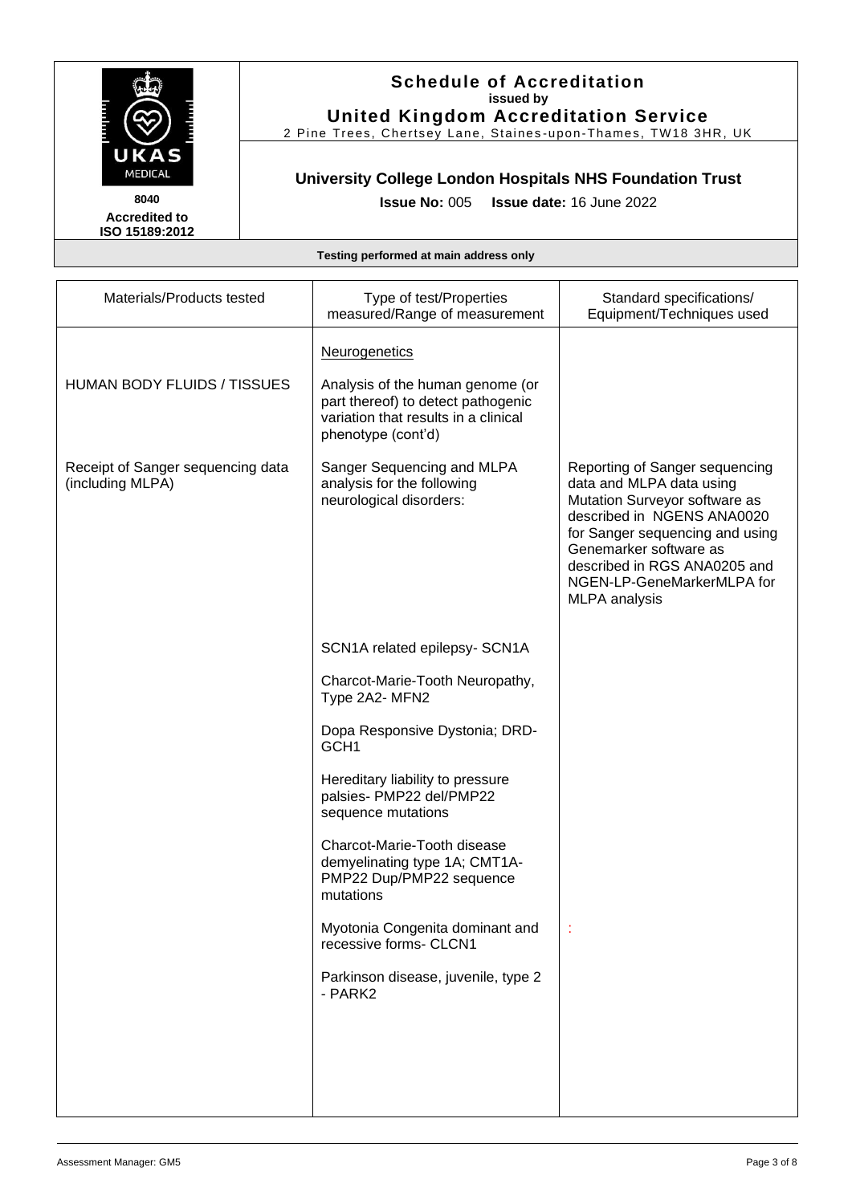# Schedule of Accreditation
**issued by**
**United Kingdom Accreditation Service**
2 Pine Trees, Chertsey Lane, Staines-upon-Thames, TW18 3HR, UK

UKAS MEDICAL
**8040**
**Accredited to ISO 15189:2012**

## University College London Hospitals NHS Foundation Trust

**Issue No:** 005 **Issue date:** 16 June 2022

**Testing performed at main address only**

| Materials/Products tested | Type of test/Properties measured/Range of measurement | Standard specifications/ Equipment/Techniques used |
|---|---|---|
| | Neurogenetics | |
| HUMAN BODY FLUIDS / TISSUES | Analysis of the human genome (or part thereof) to detect pathogenic variation that results in a clinical phenotype (cont'd) | |
| Receipt of Sanger sequencing data (including MLPA) | Sanger Sequencing and MLPA analysis for the following neurological disorders: | Reporting of Sanger sequencing data and MLPA data using Mutation Surveyor software as described in NGENS ANA0020 for Sanger sequencing and using Genemarker software as described in RGS ANA0205 and NGEN-LP-GeneMarkerMLPA for MLPA analysis |
| | SCN1A related epilepsy- SCN1A | |
| | Charcot-Marie-Tooth Neuropathy, Type 2A2- MFN2 | |
| | Dopa Responsive Dystonia; DRD-GCH1 | |
| | Hereditary liability to pressure palsies- PMP22 del/PMP22 sequence mutations | |
| | Charcot-Marie-Tooth disease demyelinating type 1A; CMT1A-PMP22 Dup/PMP22 sequence mutations | |
| | Myotonia Congenita dominant and recessive forms- CLCN1 | : |
| | Parkinson disease, juvenile, type 2 - PARK2 | |

Assessment Manager: GM5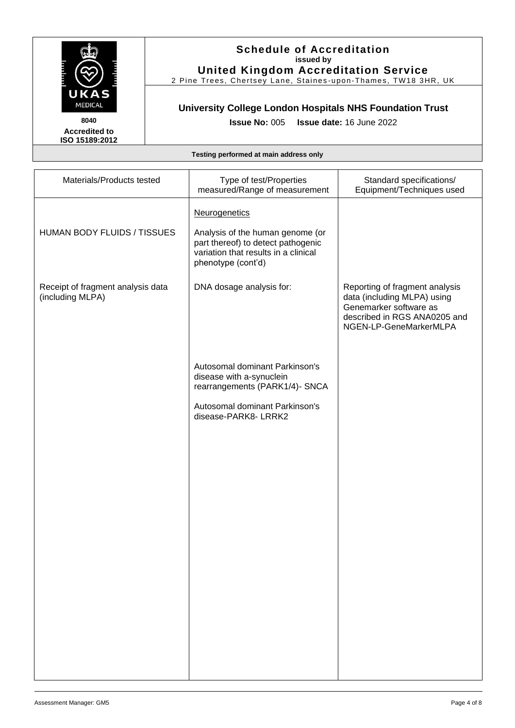# Schedule of Accreditation
**issued by**
**United Kingdom Accreditation Service**
2 Pine Trees, Chertsey Lane, Staines-upon-Thames, TW18 3HR, UK

**8040**
**Accredited to ISO 15189:2012**

## University College London Hospitals NHS Foundation Trust

**Issue No:** 005 **Issue date:** 16 June 2022

**Testing performed at main address only**

| Materials/Products tested | Type of test/Properties measured/Range of measurement | Standard specifications/ Equipment/Techniques used |
|---|---|---|
| | Neurogenetics | |
| HUMAN BODY FLUIDS / TISSUES | Analysis of the human genome (or part thereof) to detect pathogenic variation that results in a clinical phenotype (cont'd) | |
| Receipt of fragment analysis data (including MLPA) | DNA dosage analysis for: | Reporting of fragment analysis data (including MLPA) using Genemarker software as described in RGS ANA0205 and NGEN-LP-GeneMarkerMLPA |
| | Autosomal dominant Parkinson's disease with a-synuclein rearrangements (PARK1/4)- SNCA | |
| | Autosomal dominant Parkinson's disease-PARK8- LRRK2 | |

Assessment Manager: GM5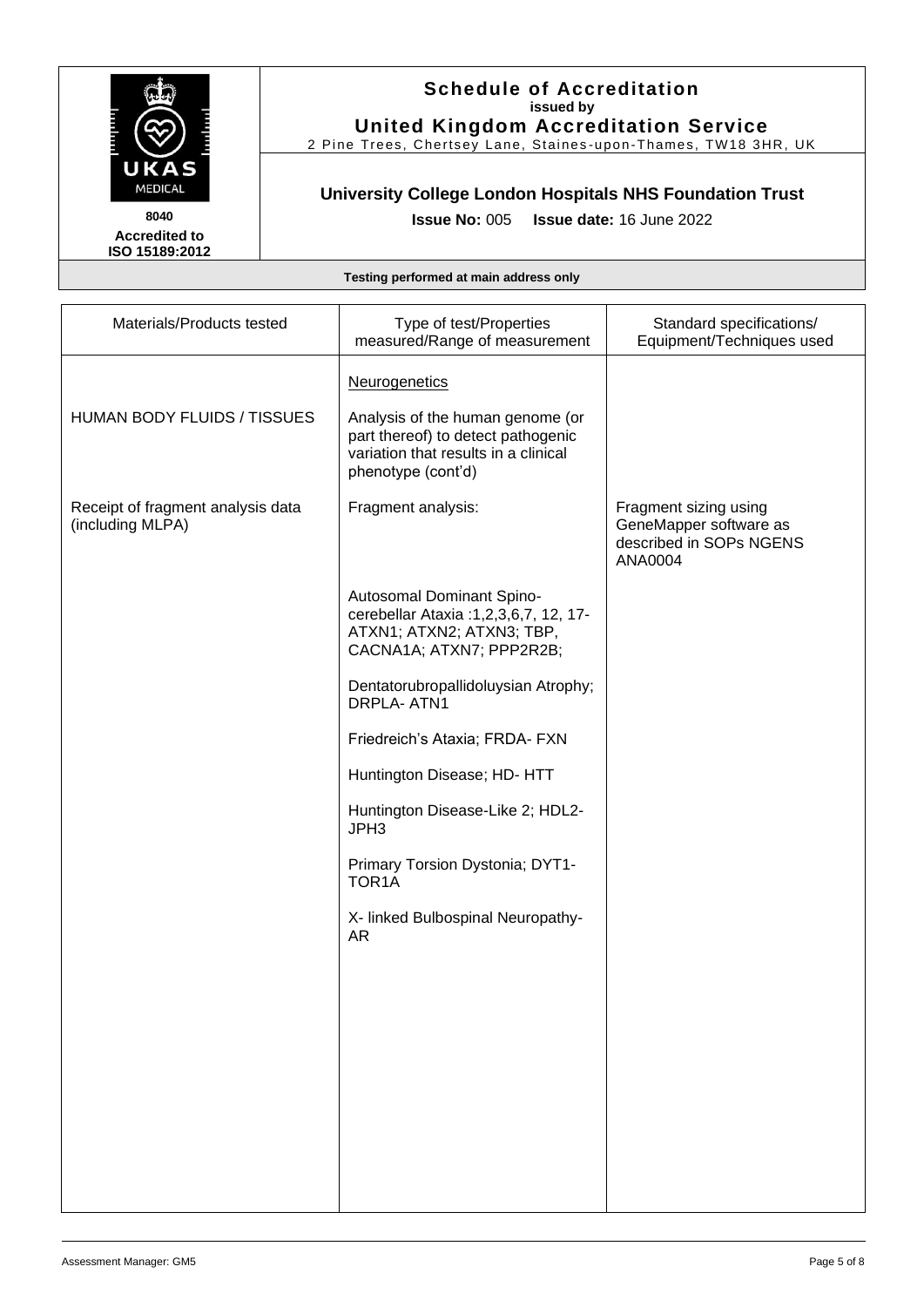**Schedule of Accreditation**
**issued by**
**United Kingdom Accreditation Service**
2 Pine Trees, Chertsey Lane, Staines-upon-Thames, TW18 3HR, UK

**8040**
**Accredited to ISO 15189:2012**

**University College London Hospitals NHS Foundation Trust**

**Issue No:** 005 **Issue date:** 16 June 2022

**Testing performed at main address only**

| Materials/Products tested | Type of test/Properties measured/Range of measurement | Standard specifications/ Equipment/Techniques used |
|---|---|---|
| | Neurogenetics | |
| HUMAN BODY FLUIDS / TISSUES | Analysis of the human genome (or part thereof) to detect pathogenic variation that results in a clinical phenotype (cont'd) | |
| Receipt of fragment analysis data (including MLPA) | Fragment analysis: | Fragment sizing using GeneMapper software as described in SOPs NGENS ANA0004 |
| | Autosomal Dominant Spino-cerebellar Ataxia :1,2,3,6,7, 12, 17- ATXN1; ATXN2; ATXN3; TBP, CACNA1A; ATXN7; PPP2R2B; | |
| | Dentatorubropallidoluysian Atrophy; DRPLA- ATN1 | |
| | Friedreich's Ataxia; FRDA- FXN | |
| | Huntington Disease; HD- HTT | |
| | Huntington Disease-Like 2; HDL2- JPH3 | |
| | Primary Torsion Dystonia; DYT1- TOR1A | |
| | X- linked Bulbospinal Neuropathy- AR | |

Assessment Manager: GM5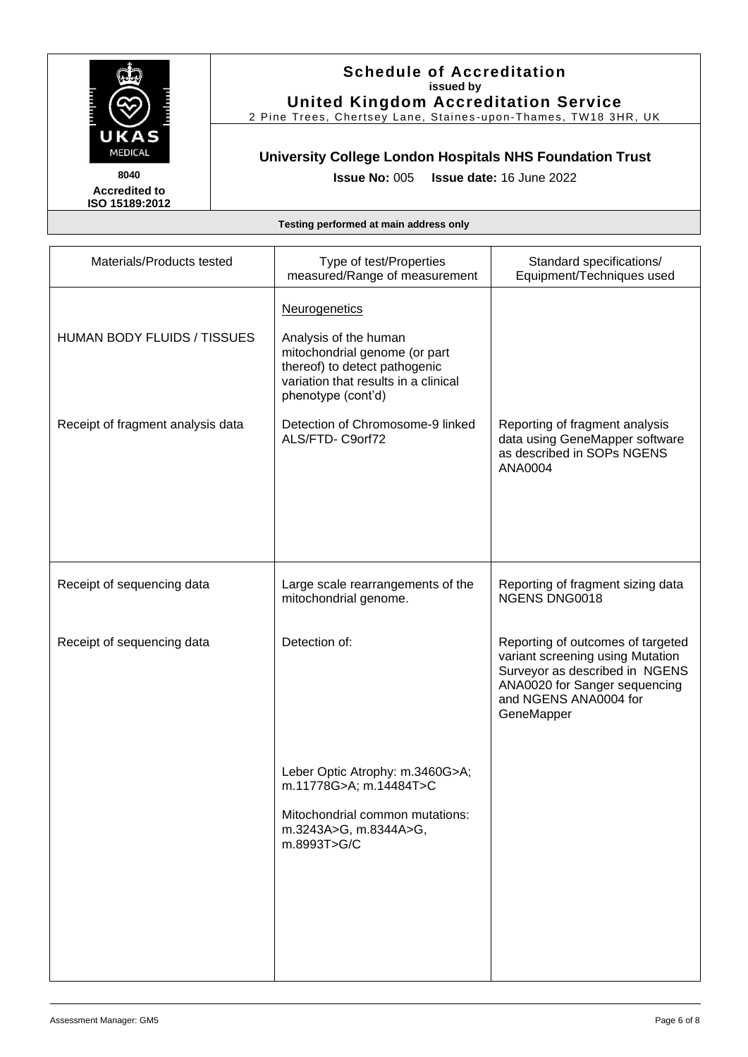# Schedule of Accreditation

**issued by**

**United Kingdom Accreditation Service**

2 Pine Trees, Chertsey Lane, Staines-upon-Thames, TW18 3HR, UK

**8040**
**Accredited to ISO 15189:2012**

## University College London Hospitals NHS Foundation Trust

**Issue No:** 005 **Issue date:** 16 June 2022

**Testing performed at main address only**

| Materials/Products tested | Type of test/Properties measured/Range of measurement | Standard specifications/ Equipment/Techniques used |
|---|---|---|
| | Neurogenetics | |
| HUMAN BODY FLUIDS / TISSUES | Analysis of the human mitochondrial genome (or part thereof) to detect pathogenic variation that results in a clinical phenotype (cont'd) | |
| Receipt of fragment analysis data | Detection of Chromosome-9 linked ALS/FTD- C9orf72 | Reporting of fragment analysis data using GeneMapper software as described in SOPs NGENS ANA0004 |
| Receipt of sequencing data | Large scale rearrangements of the mitochondrial genome. | Reporting of fragment sizing data NGENS DNG0018 |
| Receipt of sequencing data | Detection of: | Reporting of outcomes of targeted variant screening using Mutation Surveyor as described in NGENS ANA0020 for Sanger sequencing and NGENS ANA0004 for GeneMapper |
| | Leber Optic Atrophy: m.3460G>A; m.11778G>A; m.14484T>C | |
| | Mitochondrial common mutations: m.3243A>G, m.8344A>G, m.8993T>G/C | |

Assessment Manager: GM5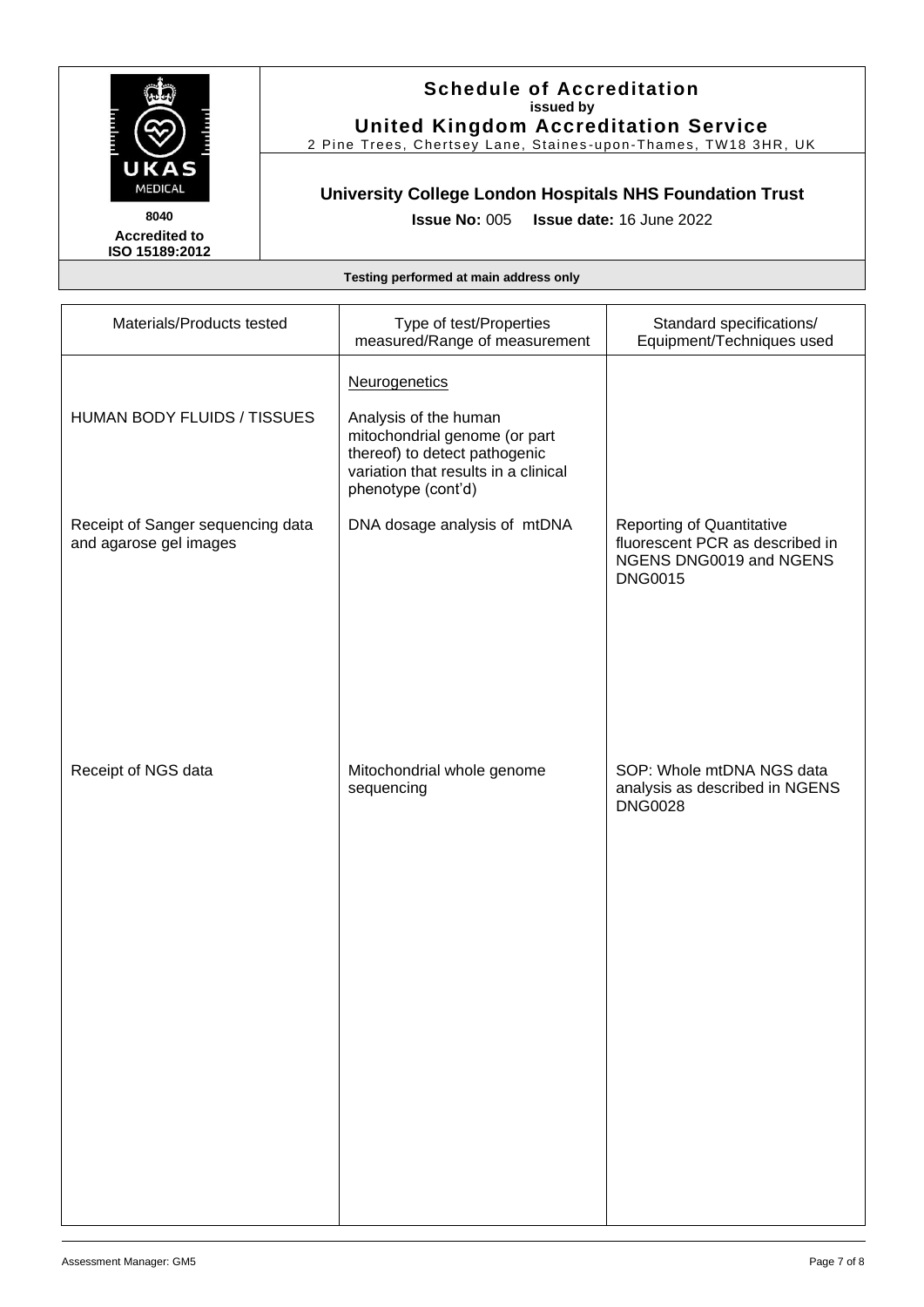**Schedule of Accreditation**
**issued by**
**United Kingdom Accreditation Service**
2 Pine Trees, Chertsey Lane, Staines-upon-Thames, TW18 3HR, UK

UKAS MEDICAL

**8040**
**Accredited to ISO 15189:2012**

**University College London Hospitals NHS Foundation Trust**

**Issue No:** 005 **Issue date:** 16 June 2022

**Testing performed at main address only**

| Materials/Products tested | Type of test/Properties measured/Range of measurement | Standard specifications/ Equipment/Techniques used |
|---|---|---|
| HUMAN BODY FLUIDS / TISSUES | Neurogenetics<br><br>Analysis of the human mitochondrial genome (or part thereof) to detect pathogenic variation that results in a clinical phenotype (cont'd) | |
| Receipt of Sanger sequencing data and agarose gel images | DNA dosage analysis of mtDNA | Reporting of Quantitative fluorescent PCR as described in NGENS DNG0019 and NGENS DNG0015 |
| Receipt of NGS data | Mitochondrial whole genome sequencing | SOP: Whole mtDNA NGS data analysis as described in NGENS DNG0028 |

Assessment Manager: GM5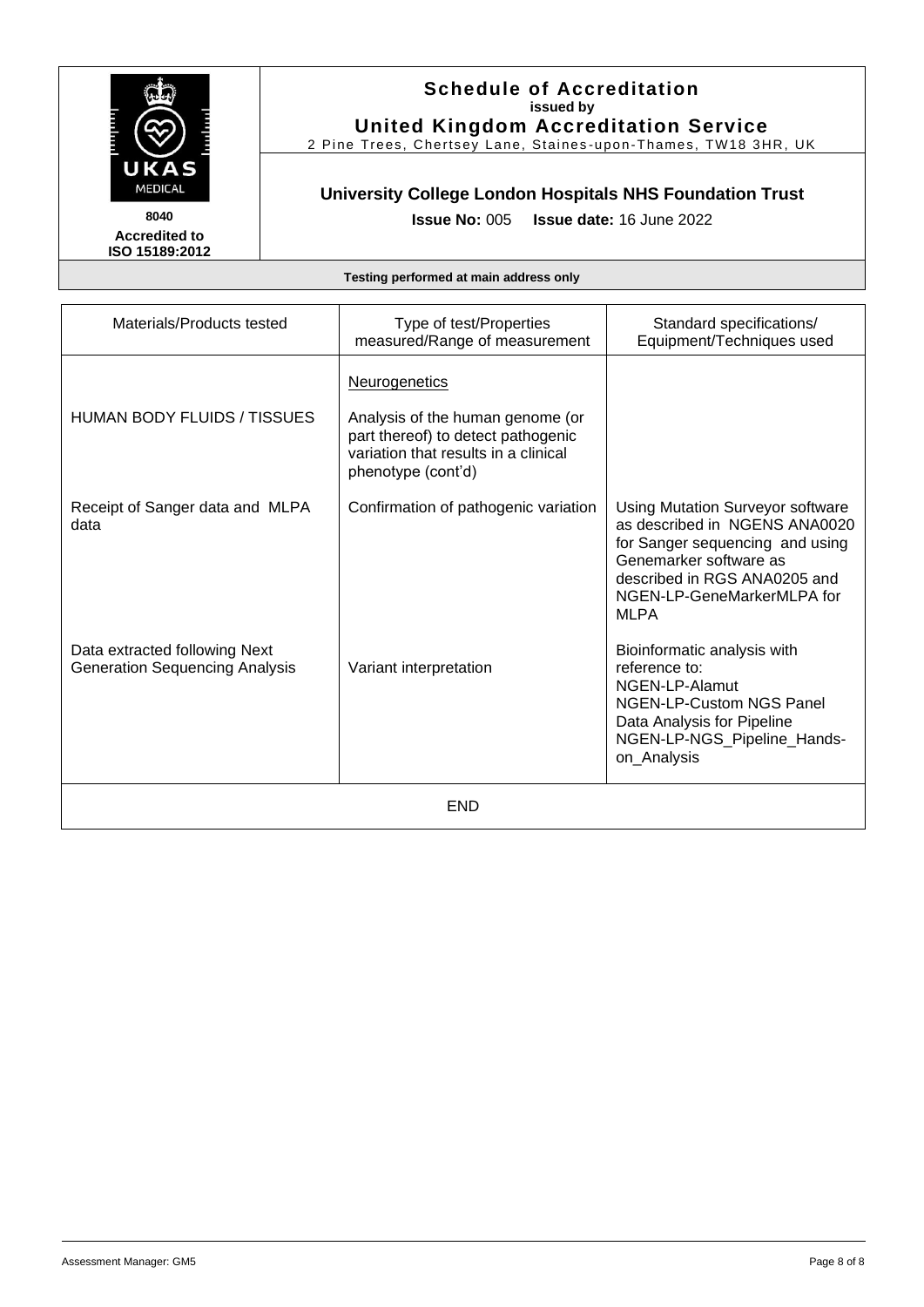**Schedule of Accreditation**
**issued by**
**United Kingdom Accreditation Service**
2 Pine Trees, Chertsey Lane, Staines-upon-Thames, TW18 3HR, UK

UKAS MEDICAL

**8040**
**Accredited to ISO 15189:2012**

**University College London Hospitals NHS Foundation Trust**

**Issue No:** 005 **Issue date:** 16 June 2022

**Testing performed at main address only**

| Materials/Products tested | Type of test/Properties measured/Range of measurement | Standard specifications/ Equipment/Techniques used |
|---|---|---|
| HUMAN BODY FLUIDS / TISSUES | Neurogenetics<br><br>Analysis of the human genome (or part thereof) to detect pathogenic variation that results in a clinical phenotype (cont'd) | |
| Receipt of Sanger data and MLPA data | Confirmation of pathogenic variation | Using Mutation Surveyor software as described in NGENS ANA0020 for Sanger sequencing and using Genemarker software as described in RGS ANA0205 and NGEN-LP-GeneMarkerMLPA for MLPA |
| Data extracted following Next Generation Sequencing Analysis | Variant interpretation | Bioinformatic analysis with reference to:<br>NGEN-LP-Alamut<br>NGEN-LP-Custom NGS Panel Data Analysis for Pipeline<br>NGEN-LP-NGS_Pipeline_Hands-on_Analysis |

END

Assessment Manager: GM5